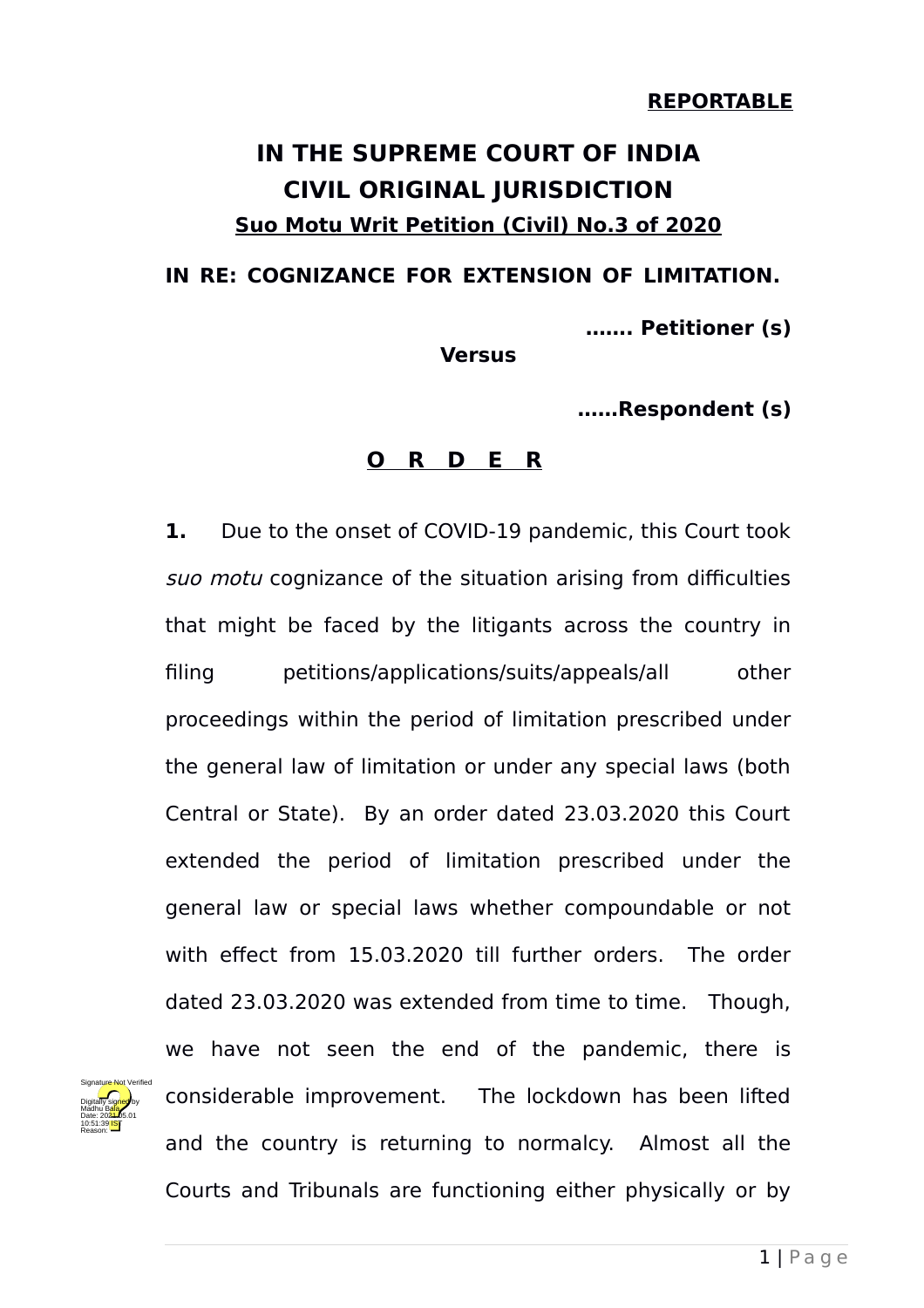**REPORTABLE**

# IN THE SUPREME COURT OF INDIA
## CIVIL ORIGINAL JURISDICTION
**Suo Motu Writ Petition (Civil) No.3 of 2020**

**IN RE: COGNIZANCE FOR EXTENSION OF LIMITATION.**

**……. Petitioner (s)**

**Versus**

**……Respondent (s)**

**O R D E R**

**1.** Due to the onset of COVID-19 pandemic, this Court took *suo motu* cognizance of the situation arising from difficulties that might be faced by the litigants across the country in filing petitions/applications/suits/appeals/all other proceedings within the period of limitation prescribed under the general law of limitation or under any special laws (both Central or State). By an order dated 23.03.2020 this Court extended the period of limitation prescribed under the general law or special laws whether compoundable or not with effect from 15.03.2020 till further orders. The order dated 23.03.2020 was extended from time to time. Though, we have not seen the end of the pandemic, there is considerable improvement. The lockdown has been lifted and the country is returning to normalcy. Almost all the Courts and Tribunals are functioning either physically or by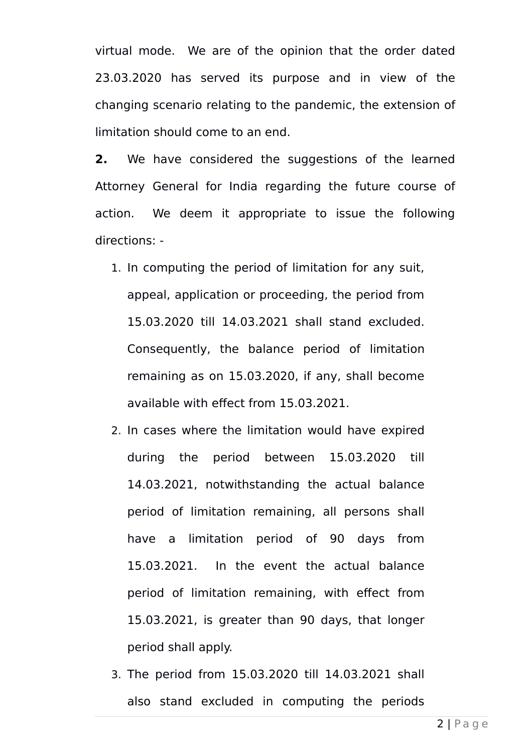virtual mode. We are of the opinion that the order dated 23.03.2020 has served its purpose and in view of the changing scenario relating to the pandemic, the extension of limitation should come to an end.

**2.** We have considered the suggestions of the learned Attorney General for India regarding the future course of action. We deem it appropriate to issue the following directions: -

1. In computing the period of limitation for any suit, appeal, application or proceeding, the period from 15.03.2020 till 14.03.2021 shall stand excluded. Consequently, the balance period of limitation remaining as on 15.03.2020, if any, shall become available with effect from 15.03.2021.
2. In cases where the limitation would have expired during the period between 15.03.2020 till 14.03.2021, notwithstanding the actual balance period of limitation remaining, all persons shall have a limitation period of 90 days from 15.03.2021. In the event the actual balance period of limitation remaining, with effect from 15.03.2021, is greater than 90 days, that longer period shall apply.
3. The period from 15.03.2020 till 14.03.2021 shall also stand excluded in computing the periods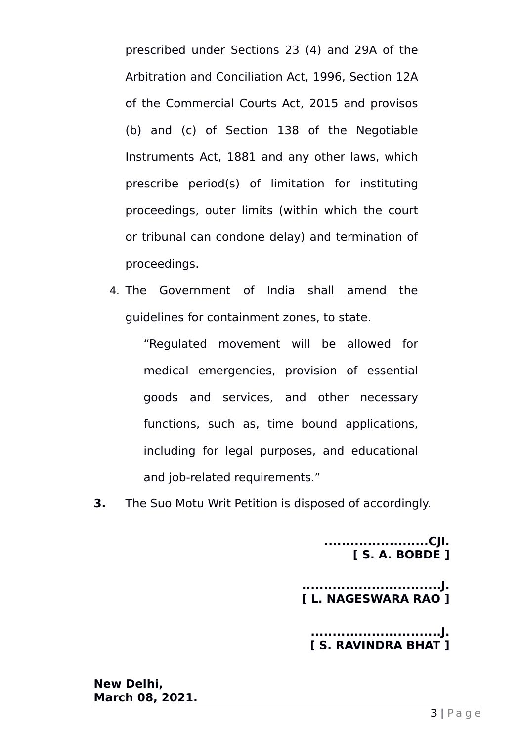prescribed under Sections 23 (4) and 29A of the Arbitration and Conciliation Act, 1996, Section 12A of the Commercial Courts Act, 2015 and provisos (b) and (c) of Section 138 of the Negotiable Instruments Act, 1881 and any other laws, which prescribe period(s) of limitation for instituting proceedings, outer limits (within which the court or tribunal can condone delay) and termination of proceedings.

4. The Government of India shall amend the guidelines for containment zones, to state.

   "Regulated movement will be allowed for medical emergencies, provision of essential goods and services, and other necessary functions, such as, time bound applications, including for legal purposes, and educational and job-related requirements."

**3.** The Suo Motu Writ Petition is disposed of accordingly.

**……………………CJI.**
**[ S. A. BOBDE ]**

**…………………………..J.**
**[ L. NAGESWARA RAO ]**

**………………………...J.**
**[ S. RAVINDRA BHAT ]**

**New Delhi,**
**March 08, 2021.**